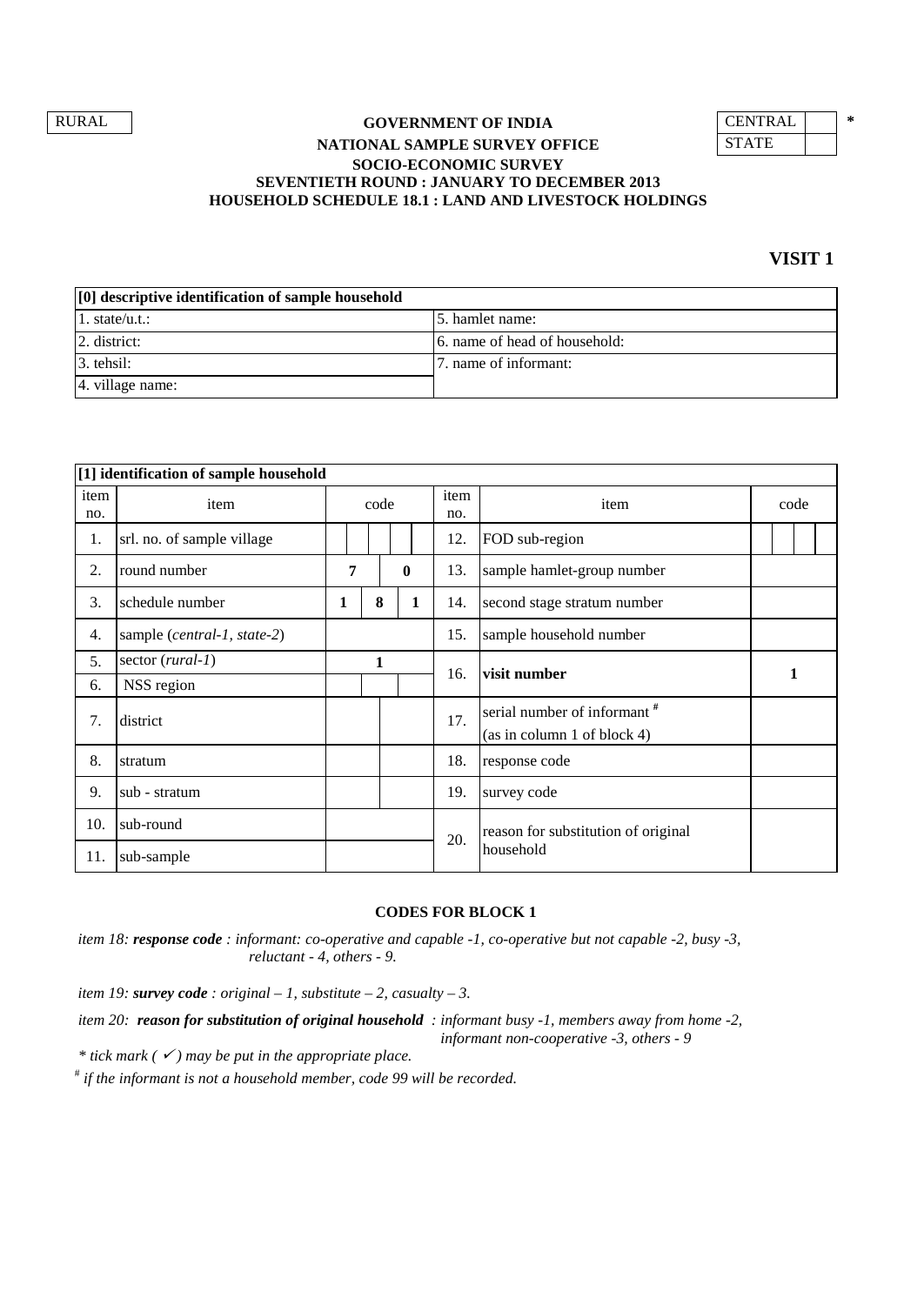RURAL

| CENTRAL | | * |
|---|---|---|
| STATE | | |

**GOVERNMENT OF INDIA**
**NATIONAL SAMPLE SURVEY OFFICE**
**SOCIO-ECONOMIC SURVEY**
**SEVENTIETH ROUND : JANUARY TO DECEMBER 2013**
**HOUSEHOLD SCHEDULE 18.1 : LAND AND LIVESTOCK HOLDINGS**

## VISIT 1

| [0] descriptive identification of sample household | |
|---|---|
| 1. state/u.t.: | 5. hamlet name: |
| 2. district: | 6. name of head of household: |
| 3. tehsil: | 7. name of informant: |
| 4. village name: | |

| [1] identification of sample household | | | | | |
|---|---|---|---|---|---|
| item no. | item | code | item no. | item | code |
| 1. | srl. no. of sample village | | 12. | FOD sub-region | |
| 2. | round number | 7 0 | 13. | sample hamlet-group number | |
| 3. | schedule number | 1 8 1 | 14. | second stage stratum number | |
| 4. | sample (*central-1, state-2*) | | 15. | sample household number | |
| 5. | sector (*rural-1*) | 1 | 16. | **visit number** | 1 |
| 6. | NSS region | | | | |
| 7. | district | | 17. | serial number of informant # (as in column 1 of block 4) | |
| 8. | stratum | | 18. | response code | |
| 9. | sub - stratum | | 19. | survey code | |
| 10. | sub-round | | 20. | reason for substitution of original household | |
| 11. | sub-sample | | | | |

**CODES FOR BLOCK 1**

*item 18: **response code** : informant: co-operative and capable -1, co-operative but not capable -2, busy -3, reluctant - 4, others - 9.*

*item 19: **survey code** : original – 1, substitute – 2, casualty – 3.*

*item 20: **reason for substitution of original household** : informant busy -1, members away from home -2, informant non-cooperative -3, others - 9*

*\* tick mark ( ✓ ) may be put in the appropriate place.*

*# if the informant is not a household member, code 99 will be recorded.*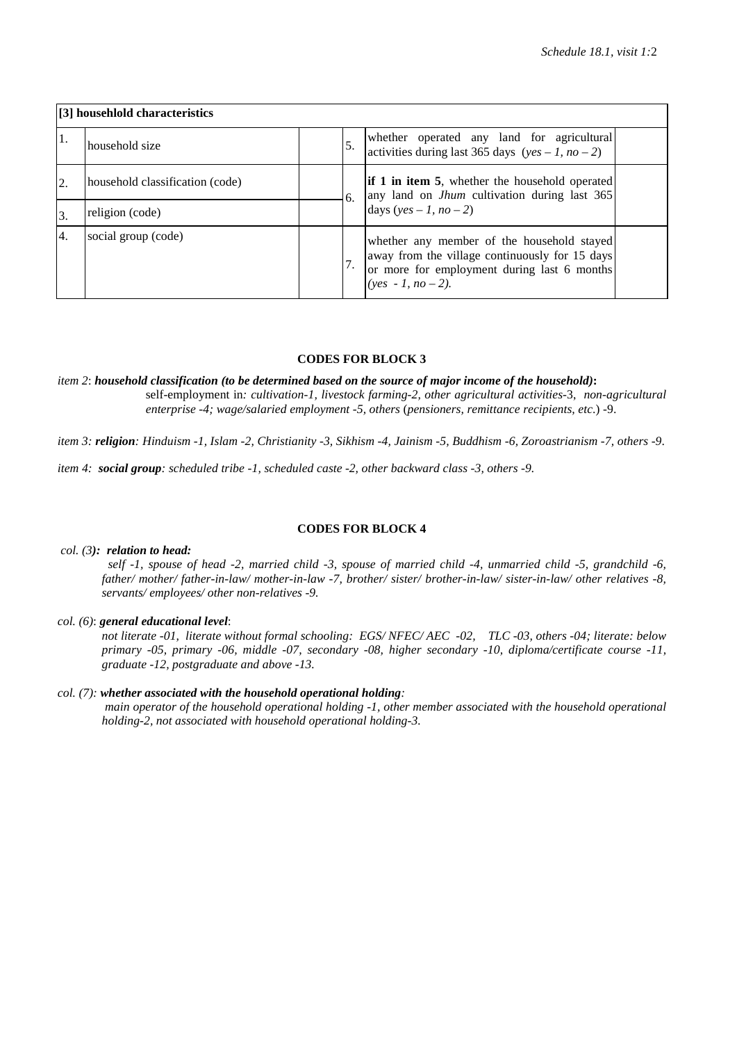| [3] househlold characteristics | | | | | |
|---|---|---|---|---|---|
| 1. | household size | | 5. | whether operated any land for agricultural activities during last 365 days (*yes – 1, no – 2*) | |
| 2. | household classification (code) | | 6. | **if 1 in item 5**, whether the household operated any land on *Jhum* cultivation during last 365 days (*yes – 1, no – 2*) | |
| 3. | religion (code) | | | | |
| 4. | social group (code) | | 7. | whether any member of the household stayed away from the village continuously for 15 days or more for employment during last 6 months *(yes - 1, no – 2).* | |

**CODES FOR BLOCK 3**

*item 2*: ***household classification (to be determined based on the source of major income of the household)*****:**
self-employment in*: cultivation-1, livestock farming-2, other agricultural activities*-3, *non-agricultural enterprise -4; wage/salaried employment -5, others* (*pensioners, remittance recipients, etc.*) -9.

*item 3: **religion**: Hinduism -1, Islam -2, Christianity -3, Sikhism -4, Jainism -5, Buddhism -6, Zoroastrianism -7, others -9.*

*item 4: **social group**: scheduled tribe -1, scheduled caste -2, other backward class -3, others -9.*

**CODES FOR BLOCK 4**

*col. (3)**): relation to head:***
*self -1, spouse of head -2, married child -3, spouse of married child -4, unmarried child -5, grandchild -6, father/ mother/ father-in-law/ mother-in-law -7, brother/ sister/ brother-in-law/ sister-in-law/ other relatives -8, servants/ employees/ other non-relatives -9.*

*col. (6)*: ***general educational level***:
*not literate -01, literate without formal schooling: EGS/ NFEC/ AEC -02, TLC -03, others -04; literate: below primary -05, primary -06, middle -07, secondary -08, higher secondary -10, diploma/certificate course -11, graduate -12, postgraduate and above -13.*

*col. (7): **whether associated with the household operational holding**:*
*main operator of the household operational holding -1, other member associated with the household operational holding-2, not associated with household operational holding-3.*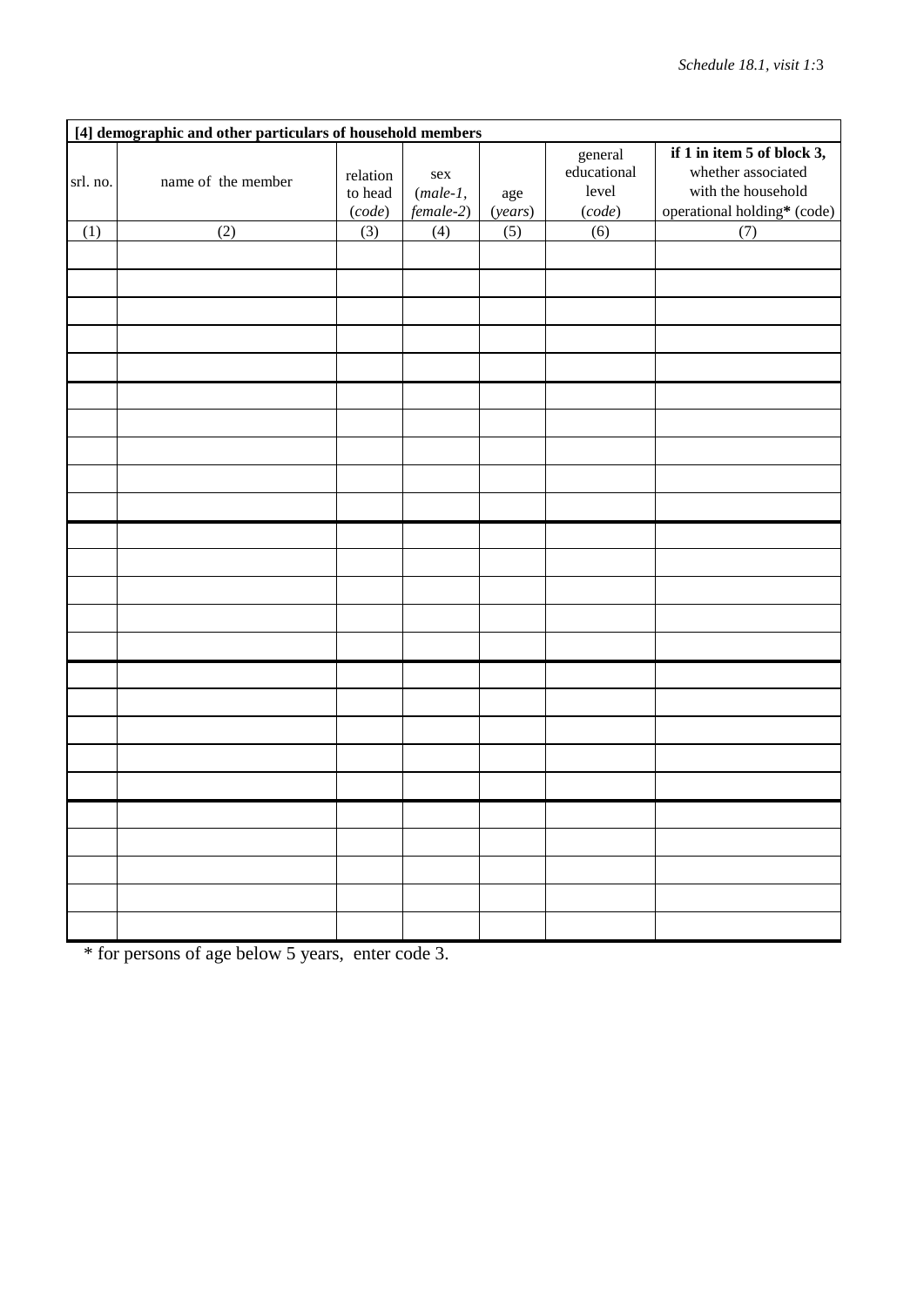| [4] demographic and other particulars of household members | | | | | | |
|---|---|---|---|---|---|---|
| srl. no. | name of the member | relation to head (*code*) | sex (*male-1, female-2*) | age (*years*) | general educational level (*code*) | **if 1 in item 5 of block 3,** whether associated with the household operational holding**\*** (code) |
| (1) | (2) | (3) | (4) | (5) | (6) | (7) |
| | | | | | | |
| | | | | | | |
| | | | | | | |
| | | | | | | |
| | | | | | | |
| | | | | | | |
| | | | | | | |
| | | | | | | |
| | | | | | | |
| | | | | | | |
| | | | | | | |
| | | | | | | |
| | | | | | | |
| | | | | | | |
| | | | | | | |
| | | | | | | |
| | | | | | | |
| | | | | | | |
| | | | | | | |
| | | | | | | |
| | | | | | | |
| | | | | | | |
| | | | | | | |
| | | | | | | |
| | | | | | | |

\* for persons of age below 5 years, enter code 3.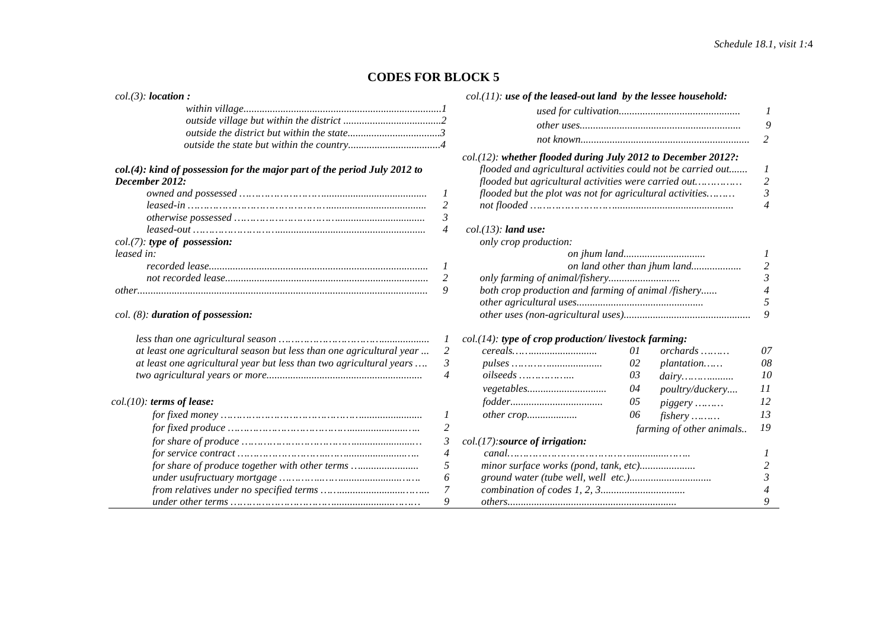## CODES FOR BLOCK 5

*col.(3):* ***location :***

| | |
|---|---|
| *within village* | *1* |
| *outside village but within the district* | *2* |
| *outside the district but within the state* | *3* |
| *outside the state but within the country* | *4* |

***col.(4): kind of possession for the major part of the period July 2012 to December 2012:***

| | |
|---|---|
| *owned and possessed* | *1* |
| *leased-in* | *2* |
| *otherwise possessed* | *3* |
| *leased-out* | *4* |

*col.(7):* ***type of possession:***

| | |
|---|---|
| *leased in:* | |
| *recorded lease* | *1* |
| *not recorded lease* | *2* |
| *other* | *9* |

*col. (8):* ***duration of possession:***

| | |
|---|---|
| *less than one agricultural season* | *1* |
| *at least one agricultural season but less than one agricultural year* | *2* |
| *at least one agricultural year but less than two agricultural years* | *3* |
| *two agricultural years or more* | *4* |

*col.(10):* ***terms of lease:***

| | |
|---|---|
| *for fixed money* | *1* |
| *for fixed produce* | *2* |
| *for share of produce* | *3* |
| *for service contract* | *4* |
| *for share of produce together with other terms* | *5* |
| *under usufructuary mortgage* | *6* |
| *from relatives under no specified terms* | *7* |
| *under other terms* | *9* |

*col.(11):* ***use of the leased-out land by the lessee household:***

| | |
|---|---|
| *used for cultivation* | *1* |
| *other uses* | *9* |
| *not known* | *2* |

*col.(12):* ***whether flooded during July 2012 to December 2012?:***

| | |
|---|---|
| *flooded and agricultural activities could not be carried out* | *1* |
| *flooded but agricultural activities were carried out* | *2* |
| *flooded but the plot was not for agricultural activities* | *3* |
| *not flooded* | *4* |

*col.(13):* ***land use:***

| | |
|---|---|
| *only crop production:* | |
| *on jhum land* | *1* |
| *on land other than jhum land* | *2* |
| *only farming of animal/fishery* | *3* |
| *both crop production and farming of animal /fishery* | *4* |
| *other agricultural uses* | *5* |
| *other uses (non-agricultural uses)* | *9* |

*col.(14):* ***type of crop production/ livestock farming:***

| | | | |
|---|---|---|---|
| *cereals* | *01* | *orchards* | *07* |
| *pulses* | *02* | *plantation* | *08* |
| *oilseeds* | *03* | *dairy* | *10* |
| *vegetables* | *04* | *poultry/duckery* | *11* |
| *fodder* | *05* | *piggery* | *12* |
| *other crop* | *06* | *fishery* | *13* |
| | | *farming of other animals* | *19* |

*col.(17):****source of irrigation:***

| | |
|---|---|
| *canal* | *1* |
| *minor surface works (pond, tank, etc)* | *2* |
| *ground water (tube well, well etc.)* | *3* |
| *combination of codes 1, 2, 3* | *4* |
| *others* | *9* |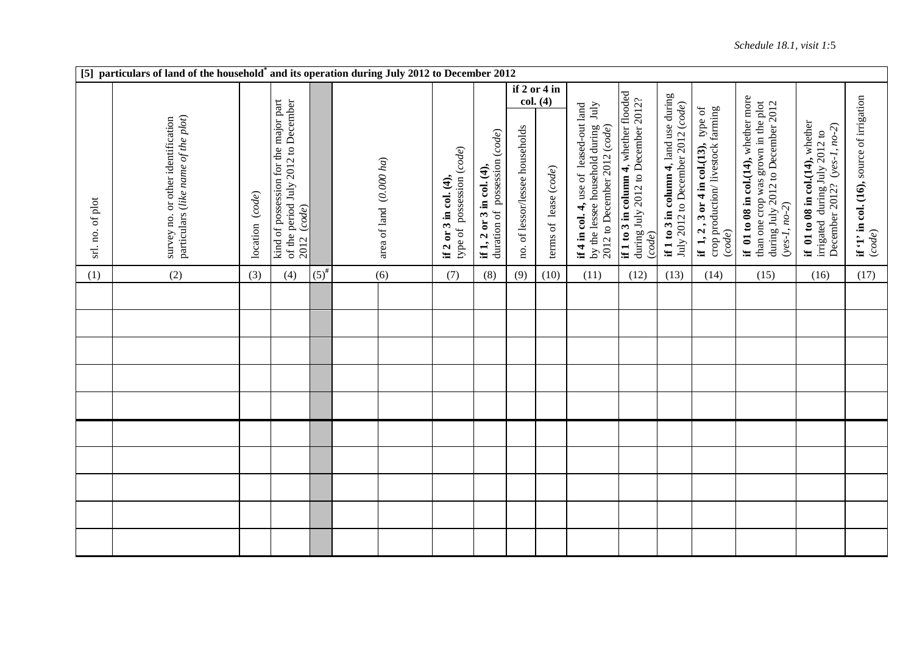**[5] particulars of land of the household[*] and its operation during July 2012 to December 2012**

| srl. no. of plot | survey no. or other identification particulars (*like name of the plot*) | location (*code*) | kind of possession for the major part of the period July 2012 to December 2012 (*code*) | | area of land (*0.000 ha*) | **if 2 or 3 in col. (4),** type of possession (*code*) | **if 1, 2 or 3 in col. (4),** duration of possession (*code*) | if 2 or 4 in col. (4) | | **if 4 in col. 4,** use of leased-out land by the lessee household during July 2012 to December 2012 (*code*) | **if 1 to 3 in column 4**, whether flooded during July 2012 to December 2012? (*code*) | **if 1 to 3 in column 4**, land use during July 2012 to December 2012 (*code*) | **if 1, 2 , 3 or 4 in col.(13),** type of crop production/ livestock farming (*code*) | **if 01 to 08 in col.(14)**, whether more than one crop was grown in the plot during July 2012 to December 2012 (*yes-1, no-2*) | **if 01 to 08 in col.(14),** whether irrigated during July 2012 to December 2012? (*yes-1, no-2*) | **if '1' in col. (16),** source of irrigation (*code*) |
|---|---|---|---|---|---|---|---|---|---|---|---|---|---|---|---|---|
| | | | | | | | | no. of lessor/lessee households | terms of lease (*code*) | | | | | | | |
| (1) | (2) | (3) | (4) | (5)[#] | (6) | (7) | (8) | (9) | (10) | (11) | (12) | (13) | (14) | (15) | (16) | (17) |
| | | | | | | | | | | | | | | | | |
| | | | | | | | | | | | | | | | | |
| | | | | | | | | | | | | | | | | |
| | | | | | | | | | | | | | | | | |
| | | | | | | | | | | | | | | | | |
| | | | | | | | | | | | | | | | | |
| | | | | | | | | | | | | | | | | |
| | | | | | | | | | | | | | | | | |
| | | | | | | | | | | | | | | | | |
| | | | | | | | | | | | | | | | | |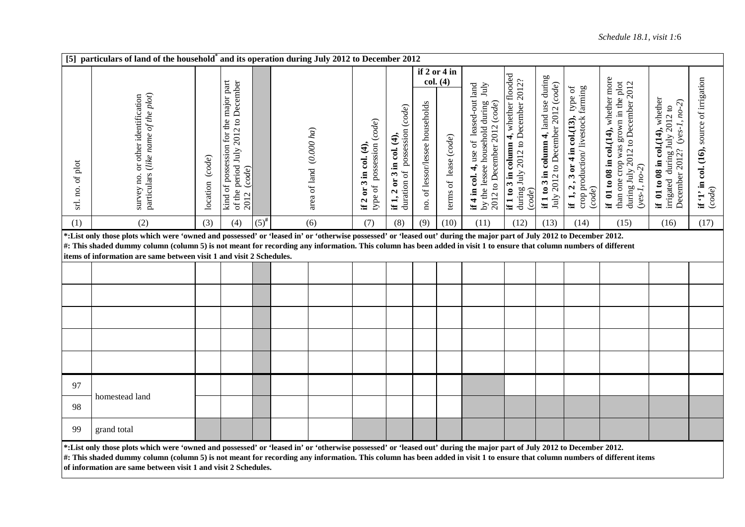**[5] particulars of land of the household* and its operation during July 2012 to December 2012**

| srl. no. of plot | survey no. or other identification particulars (*like name of the plot*) | location (*code*) | kind of possession for the major part of the period July 2012 to December 2012 (*code*) | | area of land (*0.000 ha*) | | **if 2 or 3 in col. (4),** type of possession (*code*) | **if 1, 2 or 3 in col. (4),** duration of possession (*code*) | **if 2 or 4 in col. (4)** | | **if 4 in col. 4,** use of leased-out land by the lessee household during July 2012 to December 2012 (*code*) | **if 1 to 3 in column 4**, whether flooded during July 2012 to December 2012? (*code*) | **if 1 to 3 in column 4**, land use during July 2012 to December 2012 (*code*) | **if 1, 2, 3 or 4 in col.(13),** type of crop production/ livestock farming (*code*) | **if 01 to 08 in col.(14),** whether more than one crop was grown in the plot during July 2012 to December 2012 (*yes-1, no-2*) | **if 01 to 08 in col.(14),** whether irrigated during July 2012 to December 2012? (*yes-1, no-2*) | **if '1' in col. (16),** source of irrigation (*code*) |
|---|---|---|---|---|---|---|---|---|---|---|---|---|---|---|---|---|---|
| | | | | | | | | | no. of lessor/lessee households | terms of lease (*code*) | | | | | | | |
| (1) | (2) | (3) | (4) | (5)# | (6) | | (7) | (8) | (9) | (10) | (11) | (12) | (13) | (14) | (15) | (16) | (17) |
| | | | | | | | | | | | | | | | | | |
| | | | | | | | | | | | | | | | | | |
| | | | | | | | | | | | | | | | | | |
| | | | | | | | | | | | | | | | | | |
| | | | | | | | | | | | | | | | | | |
| 97 | homestead land | | | | | | | | | | | | | | | | |
| 98 | | | | | | | | | | | | | | | | | |
| 99 | grand total | | | | | | | | | | | | | | | | |

**\*:List only those plots which were 'owned and possessed' or 'leased in' or 'otherwise possessed' or 'leased out' during the major part of July 2012 to December 2012.**

**#: This shaded dummy column (column 5) is not meant for recording any information. This column has been added in visit 1 to ensure that column numbers of different items of information are same between visit 1 and visit 2 Schedules.**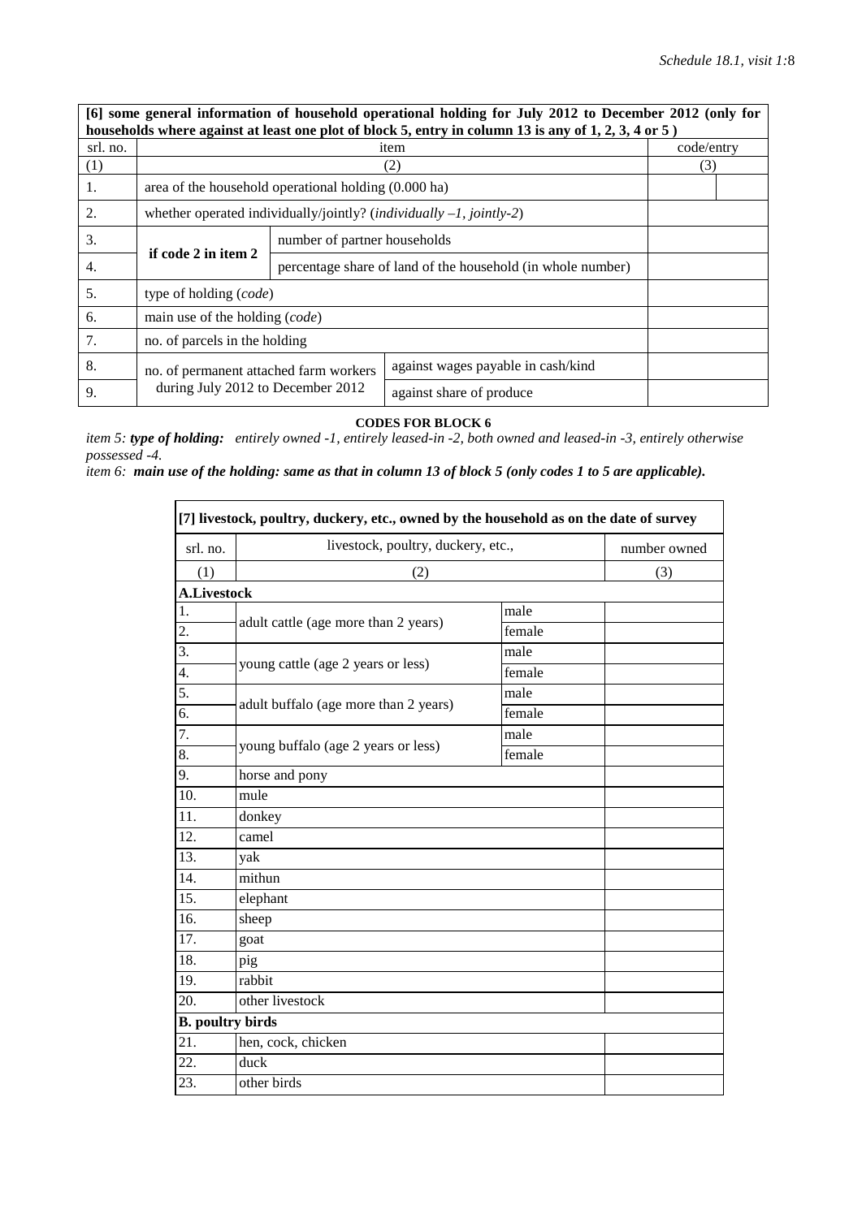| [6] some general information of household operational holding for July 2012 to December 2012 (only for households where against at least one plot of block 5, entry in column 13 is any of 1, 2, 3, 4 or 5 ) | | | |
|---|---|---|---|
| srl. no. | item | | code/entry |
| (1) | (2) | | (3) |
| 1. | area of the household operational holding (0.000 ha) | | |
| 2. | whether operated individually/jointly? (*individually –1, jointly-2*) | | |
| 3. | if code 2 in item 2 | number of partner households | |
| 4. | | percentage share of land of the household (in whole number) | |
| 5. | type of holding (*code*) | | |
| 6. | main use of the holding (*code*) | | |
| 7. | no. of parcels in the holding | | |
| 8. | no. of permanent attached farm workers during July 2012 to December 2012 | against wages payable in cash/kind | |
| 9. | | against share of produce | |

**CODES FOR BLOCK 6**

*item 5: **type of holding:** entirely owned -1, entirely leased-in -2, both owned and leased-in -3, entirely otherwise possessed -4.*

*item 6: **main use of the holding: same as that in column 13 of block 5 (only codes 1 to 5 are applicable).***

| [7] livestock, poultry, duckery, etc., owned by the household as on the date of survey | | | |
|---|---|---|---|
| srl. no. | livestock, poultry, duckery, etc., | | number owned |
| (1) | (2) | | (3) |
| **A.Livestock** | | | |
| 1. | adult cattle (age more than 2 years) | male | |
| 2. | | female | |
| 3. | young cattle (age 2 years or less) | male | |
| 4. | | female | |
| 5. | adult buffalo (age more than 2 years) | male | |
| 6. | | female | |
| 7. | young buffalo (age 2 years or less) | male | |
| 8. | | female | |
| 9. | horse and pony | | |
| 10. | mule | | |
| 11. | donkey | | |
| 12. | camel | | |
| 13. | yak | | |
| 14. | mithun | | |
| 15. | elephant | | |
| 16. | sheep | | |
| 17. | goat | | |
| 18. | pig | | |
| 19. | rabbit | | |
| 20. | other livestock | | |
| **B. poultry birds** | | | |
| 21. | hen, cock, chicken | | |
| 22. | duck | | |
| 23. | other birds | | |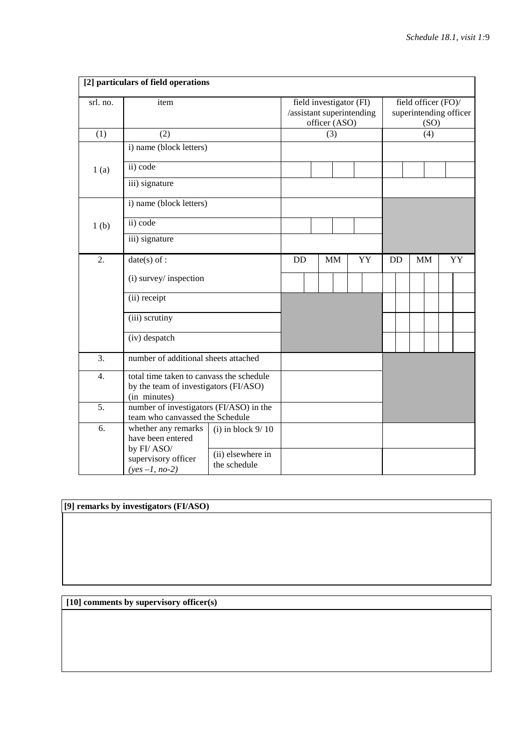**[2] particulars of field operations**

| srl. no. | item | | field investigator (FI) /assistant superintending officer (ASO) | field officer (FO)/ superintending officer (SO) |
|---|---|---|---|---|
| (1) | (2) | | (3) | (4) |
| 1 (a) | i) name (block letters) | | | |
| | ii) code | | | |
| | iii) signature | | | |
| 1 (b) | i) name (block letters) | | | |
| | ii) code | | | |
| | iii) signature | | | |
| 2. | date(s) of : | | DD MM YY | DD MM YY |
| | (i) survey/ inspection | | | |
| | (ii) receipt | | | |
| | (iii) scrutiny | | | |
| | (iv) despatch | | | |
| 3. | number of additional sheets attached | | | |
| 4. | total time taken to canvass the schedule by the team of investigators (FI/ASO) (in minutes) | | | |
| 5. | number of investigators (FI/ASO) in the team who canvassed the Schedule | | | |
| 6. | whether any remarks have been entered by FI/ ASO/ supervisory officer *(yes –1, no-2)* | (i) in block 9/ 10 | | |
| | | (ii) elsewhere in the schedule | | |

**[9] remarks by investigators (FI/ASO)**

**[10] comments by supervisory officer(s)**